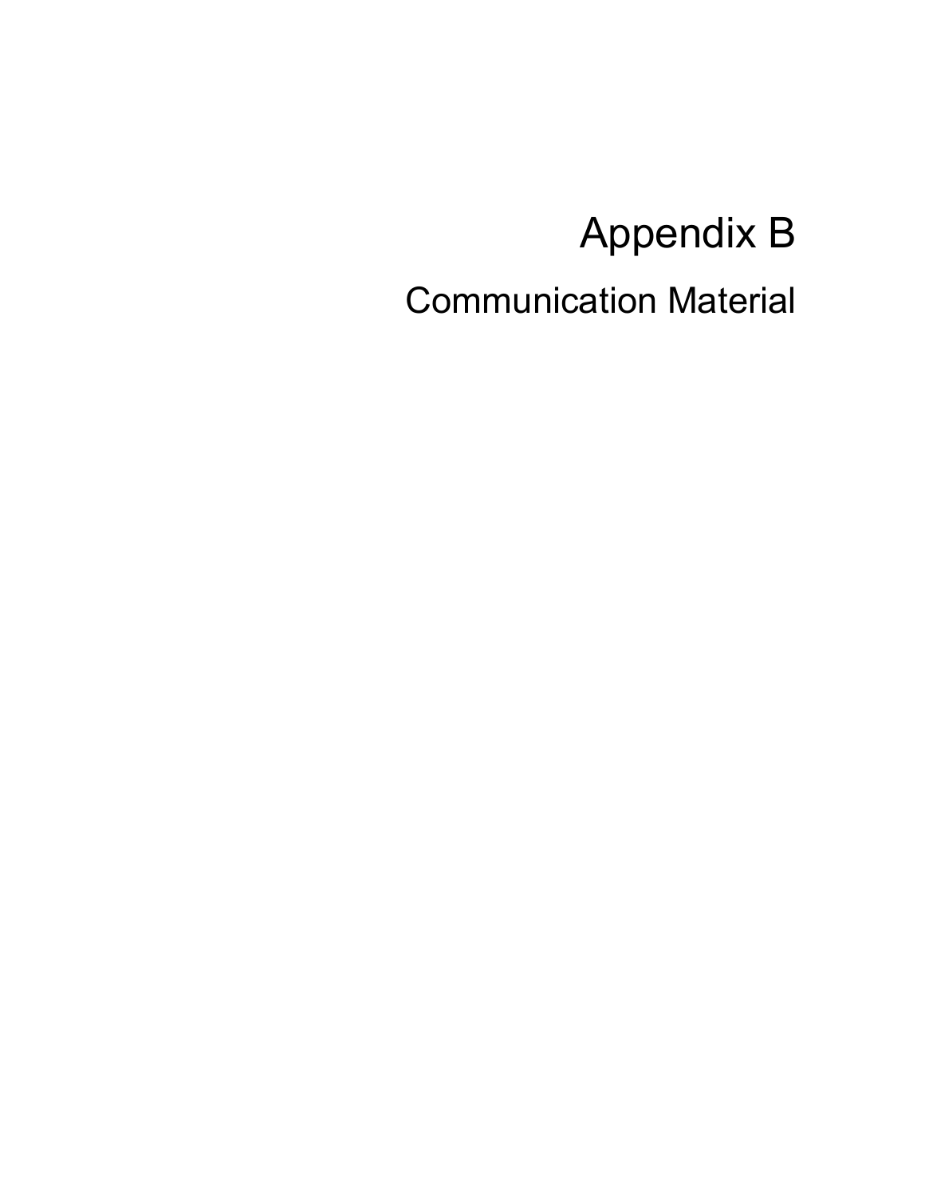# Appendix B

## Communication Material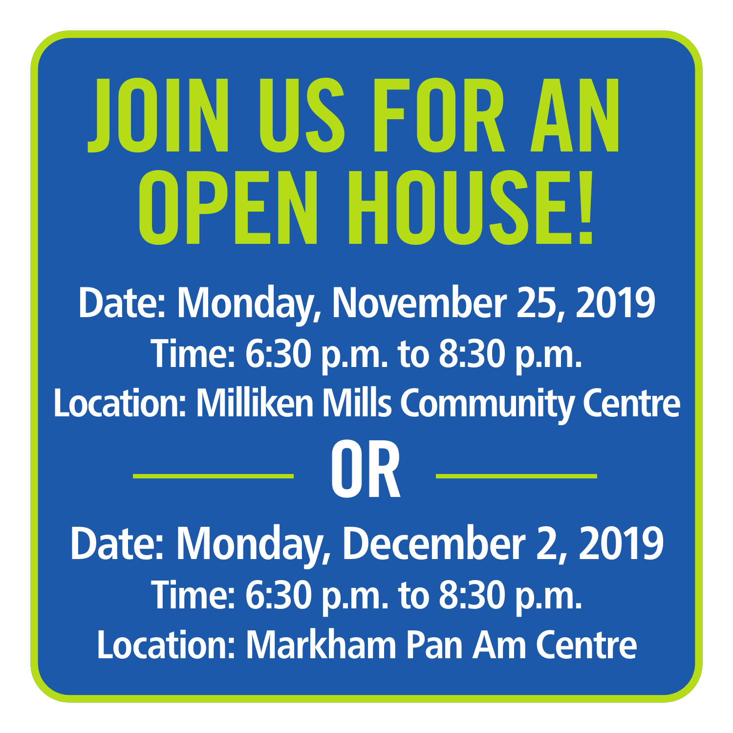# JOIN US FOR AN OPEN HOUSE!

**Date: Monday, November 25, 2019**

**Time: 6:30 p.m. to 8:30 p.m.**

**Location: Milliken Mills Community Centre**

## OR

**Date: Monday, December 2, 2019**

**Time: 6:30 p.m. to 8:30 p.m.**

**Location: Markham Pan Am Centre**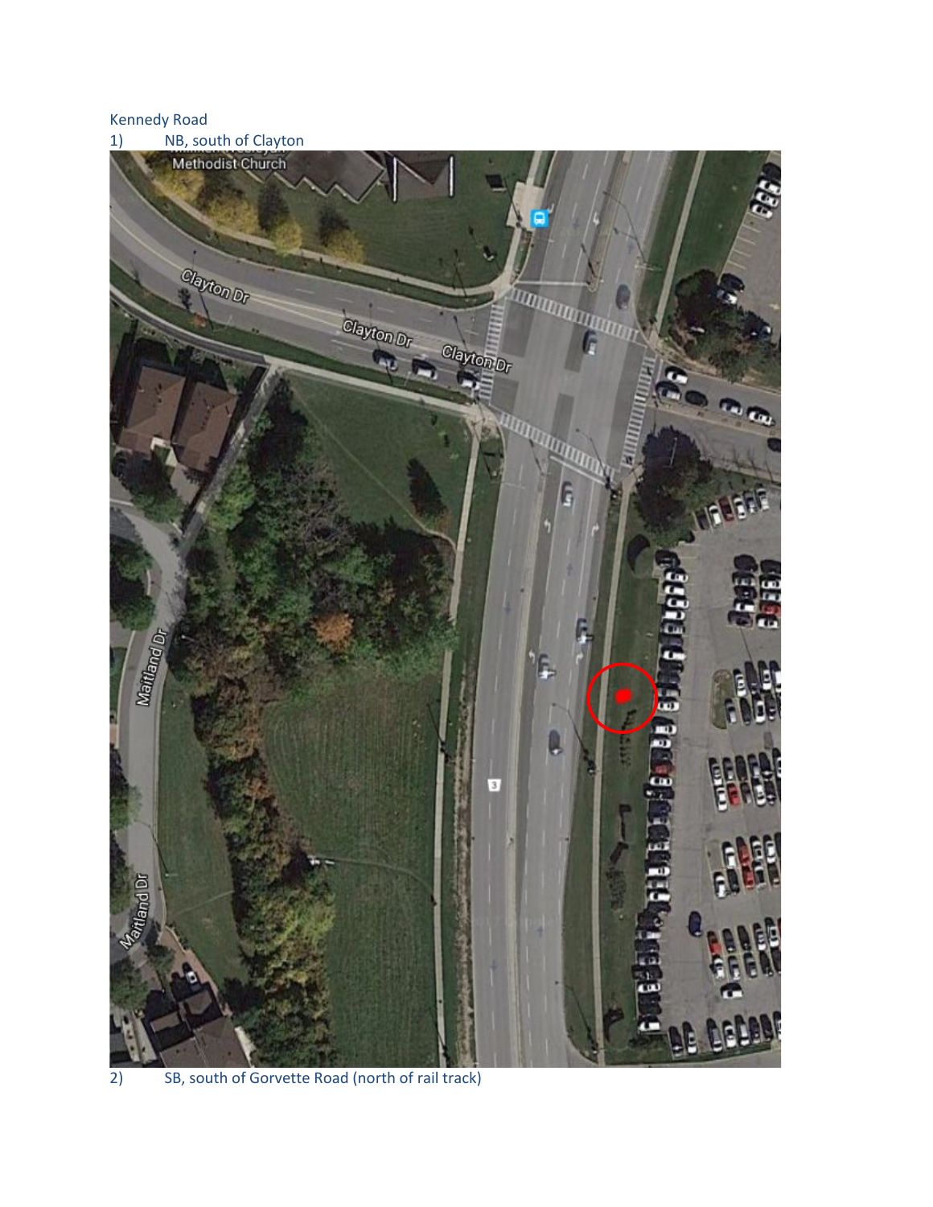Kennedy Road

1) NB, south of Clayton

2) SB, south of Gorvette Road (north of rail track)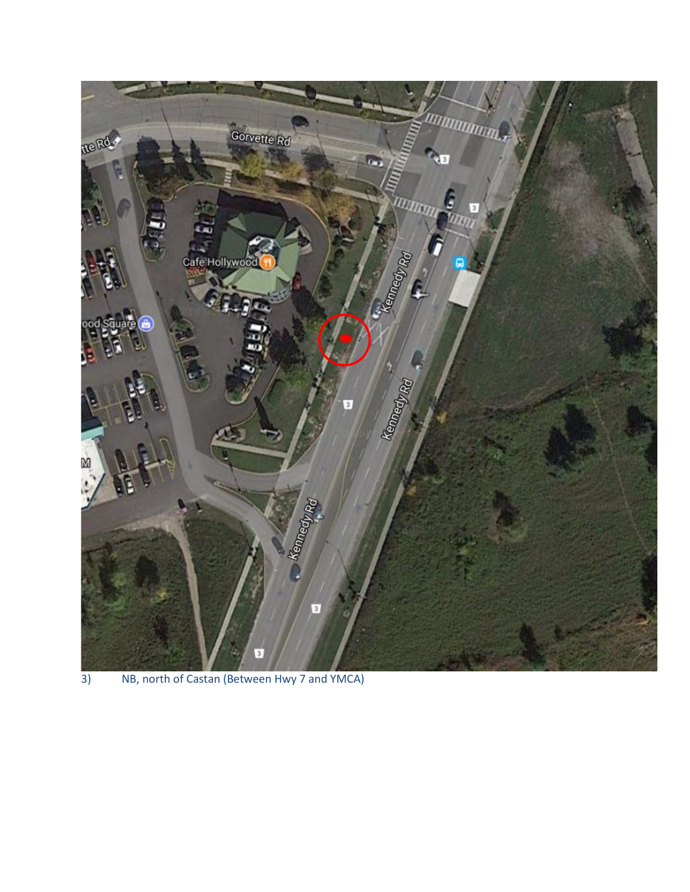3) NB, north of Castan (Between Hwy 7 and YMCA)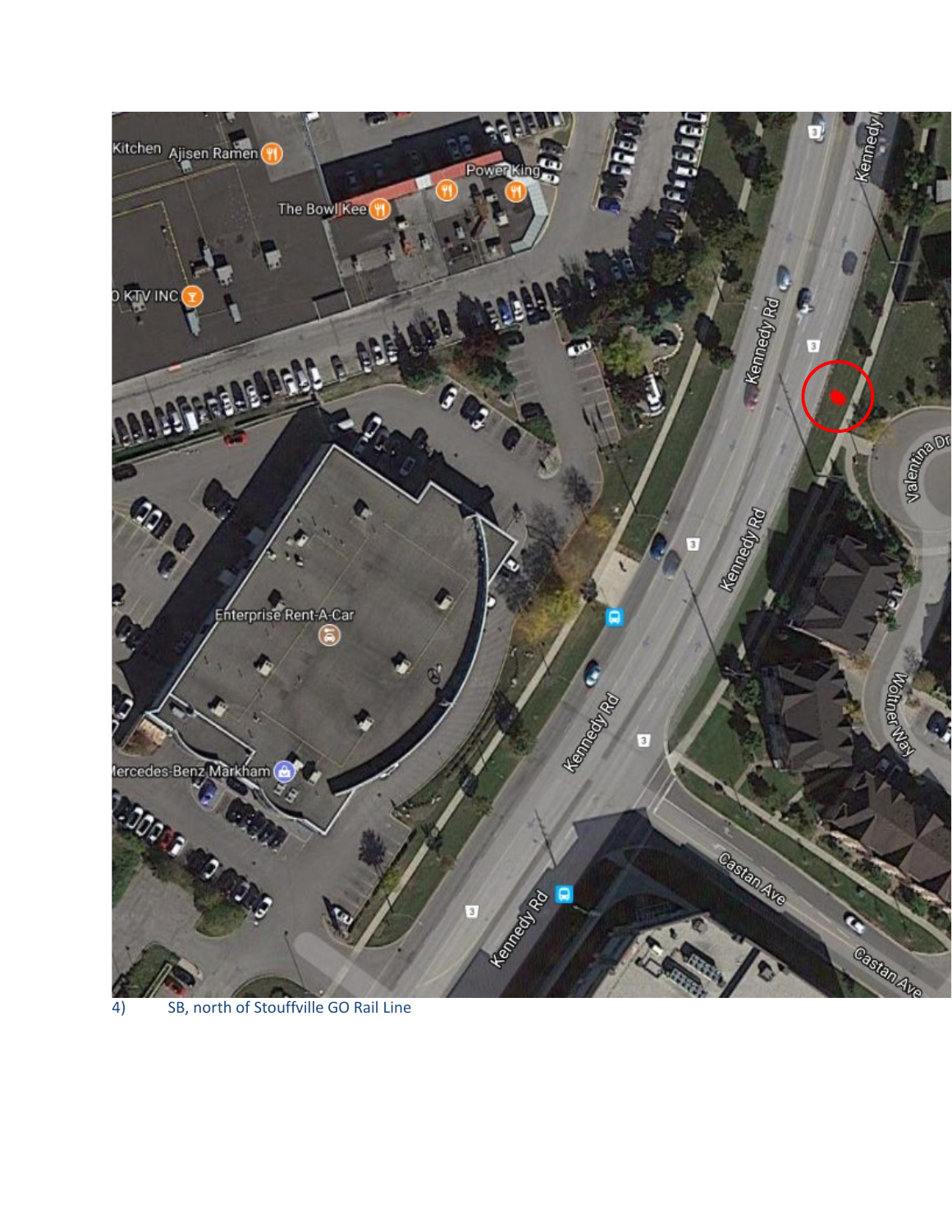4) SB, north of Stouffville GO Rail Line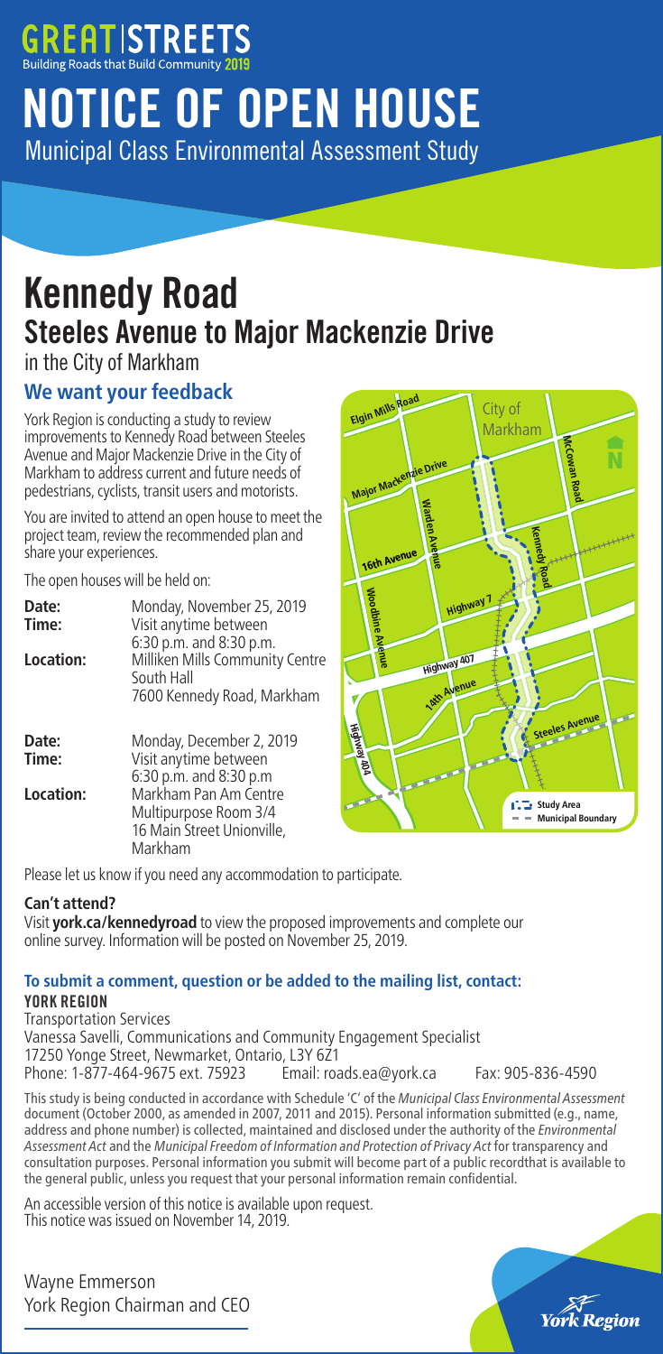# GREAT STREETS

Building Roads that Build Community 2019

# NOTICE OF OPEN HOUSE

Municipal Class Environmental Assessment Study

# Kennedy Road

## Steeles Avenue to Major Mackenzie Drive

in the City of Markham

### We want your feedback

York Region is conducting a study to review improvements to Kennedy Road between Steeles Avenue and Major Mackenzie Drive in the City of Markham to address current and future needs of pedestrians, cyclists, transit users and motorists.

You are invited to attend an open house to meet the project team, review the recommended plan and share your experiences.

The open houses will be held on:

**Date:** Monday, November 25, 2019
**Time:** Visit anytime between 6:30 p.m. and 8:30 p.m.
**Location:** Milliken Mills Community Centre South Hall 7600 Kennedy Road, Markham

**Date:** Monday, December 2, 2019
**Time:** Visit anytime between 6:30 p.m. and 8:30 p.m
**Location:** Markham Pan Am Centre Multipurpose Room 3/4 16 Main Street Unionville, Markham

Please let us know if you need any accommodation to participate.

**Can't attend?**

Visit **york.ca/kennedyroad** to view the proposed improvements and complete our online survey. Information will be posted on November 25, 2019.

### To submit a comment, question or be added to the mailing list, contact:

**YORK REGION**

Transportation Services
Vanessa Savelli, Communications and Community Engagement Specialist
17250 Yonge Street, Newmarket, Ontario, L3Y 6Z1
Phone: 1-877-464-9675 ext. 75923 Email: roads.ea@york.ca Fax: 905-836-4590

This study is being conducted in accordance with Schedule 'C' of the *Municipal Class Environmental Assessment* document (October 2000, as amended in 2007, 2011 and 2015). Personal information submitted (e.g., name, address and phone number) is collected, maintained and disclosed under the authority of the *Environmental Assessment Act* and the *Municipal Freedom of Information and Protection of Privacy Act* for transparency and consultation purposes. Personal information you submit will become part of a public recordthat is available to the general public, unless you request that your personal information remain confidential.

An accessible version of this notice is available upon request.
This notice was issued on November 14, 2019.

Wayne Emmerson
York Region Chairman and CEO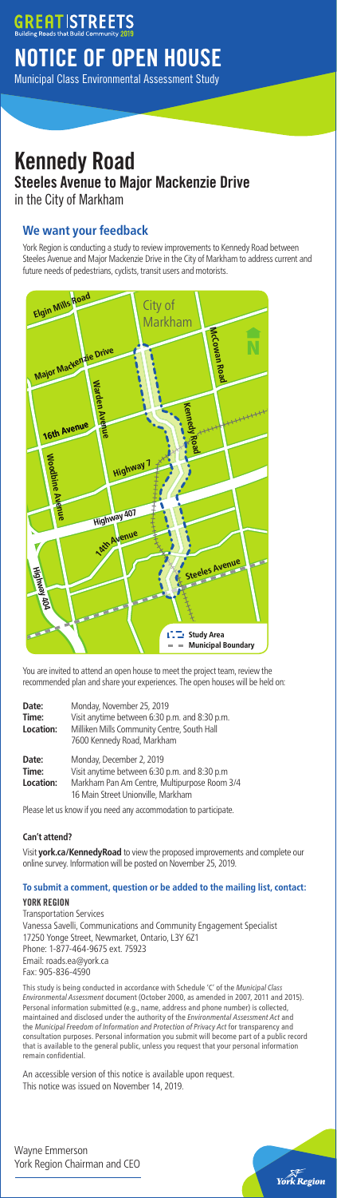GREAT STREETS
Building Roads that Build Community 2019

# NOTICE OF OPEN HOUSE

Municipal Class Environmental Assessment Study

# Kennedy Road

## Steeles Avenue to Major Mackenzie Drive

in the City of Markham

### We want your feedback

York Region is conducting a study to review improvements to Kennedy Road between Steeles Avenue and Major Mackenzie Drive in the City of Markham to address current and future needs of pedestrians, cyclists, transit users and motorists.

Elgin Mills Road
City of Markham
McCowan Road
N
Major Mackenzie Drive
Warden Avenue
Kennedy Road
16th Avenue
Woodbine Avenue
Highway 7
Highway 407
14th Avenue
Steeles Avenue
Highway 404
Study Area
Municipal Boundary

You are invited to attend an open house to meet the project team, review the recommended plan and share your experiences. The open houses will be held on:

| | |
|---|---|
| **Date:** | Monday, November 25, 2019 |
| **Time:** | Visit anytime between 6:30 p.m. and 8:30 p.m. |
| **Location:** | Milliken Mills Community Centre, South Hall<br>7600 Kennedy Road, Markham |
| **Date:** | Monday, December 2, 2019 |
| **Time:** | Visit anytime between 6:30 p.m. and 8:30 p.m |
| **Location:** | Markham Pan Am Centre, Multipurpose Room 3/4<br>16 Main Street Unionville, Markham |

Please let us know if you need any accommodation to participate.

**Can't attend?**

Visit **york.ca/KennedyRoad** to view the proposed improvements and complete our online survey. Information will be posted on November 25, 2019.

**To submit a comment, question or be added to the mailing list, contact:**

**YORK REGION**
Transportation Services
Vanessa Savelli, Communications and Community Engagement Specialist
17250 Yonge Street, Newmarket, Ontario, L3Y 6Z1
Phone: 1-877-464-9675 ext. 75923
Email: roads.ea@york.ca
Fax: 905-836-4590

This study is being conducted in accordance with Schedule 'C' of the *Municipal Class Environmental Assessment* document (October 2000, as amended in 2007, 2011 and 2015). Personal information submitted (e.g., name, address and phone number) is collected, maintained and disclosed under the authority of the *Environmental Assessment Act* and the *Municipal Freedom of Information and Protection of Privacy Act* for transparency and consultation purposes. Personal information you submit will become part of a public record that is available to the general public, unless you request that your personal information remain confidential.

An accessible version of this notice is available upon request.
This notice was issued on November 14, 2019.

Wayne Emmerson
York Region Chairman and CEO

York Region